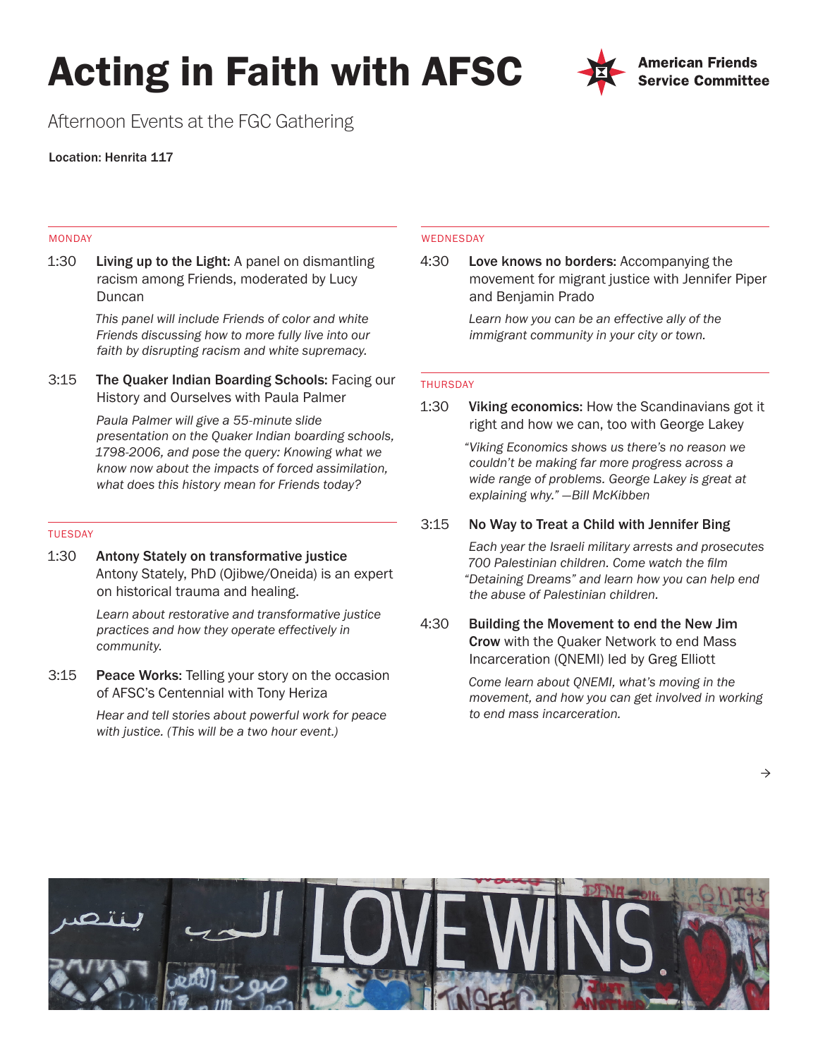# Acting in Faith with AFSC

American Friends Service Committee

Afternoon Events at the FGC Gathering

**Location: Henrita 117**

## MONDAY

1:30 **Living up to the Light:** A panel on dismantling racism among Friends, moderated by Lucy Duncan

*This panel will include Friends of color and white Friends discussing how to more fully live into our faith by disrupting racism and white supremacy.*

3:15 **The Quaker Indian Boarding Schools:** Facing our History and Ourselves with Paula Palmer

*Paula Palmer will give a 55-minute slide presentation on the Quaker Indian boarding schools, 1798-2006, and pose the query: Knowing what we know now about the impacts of forced assimilation, what does this history mean for Friends today?*

## TUESDAY

1:30 **Antony Stately on transformative justice**
Antony Stately, PhD (Ojibwe/Oneida) is an expert on historical trauma and healing.

*Learn about restorative and transformative justice practices and how they operate effectively in community.*

3:15 **Peace Works:** Telling your story on the occasion of AFSC's Centennial with Tony Heriza

*Hear and tell stories about powerful work for peace with justice. (This will be a two hour event.)*

## WEDNESDAY

4:30 **Love knows no borders:** Accompanying the movement for migrant justice with Jennifer Piper and Benjamin Prado

*Learn how you can be an effective ally of the immigrant community in your city or town.*

## THURSDAY

1:30 **Viking economics:** How the Scandinavians got it right and how we can, too with George Lakey

*"Viking Economics shows us there's no reason we couldn't be making far more progress across a wide range of problems. George Lakey is great at explaining why." —Bill McKibben*

3:15 **No Way to Treat a Child with Jennifer Bing**

*Each year the Israeli military arrests and prosecutes 700 Palestinian children. Come watch the film "Detaining Dreams" and learn how you can help end the abuse of Palestinian children.*

4:30 **Building the Movement to end the New Jim Crow** with the Quaker Network to end Mass Incarceration (QNEMI) led by Greg Elliott

*Come learn about QNEMI, what's moving in the movement, and how you can get involved in working to end mass incarceration.*

→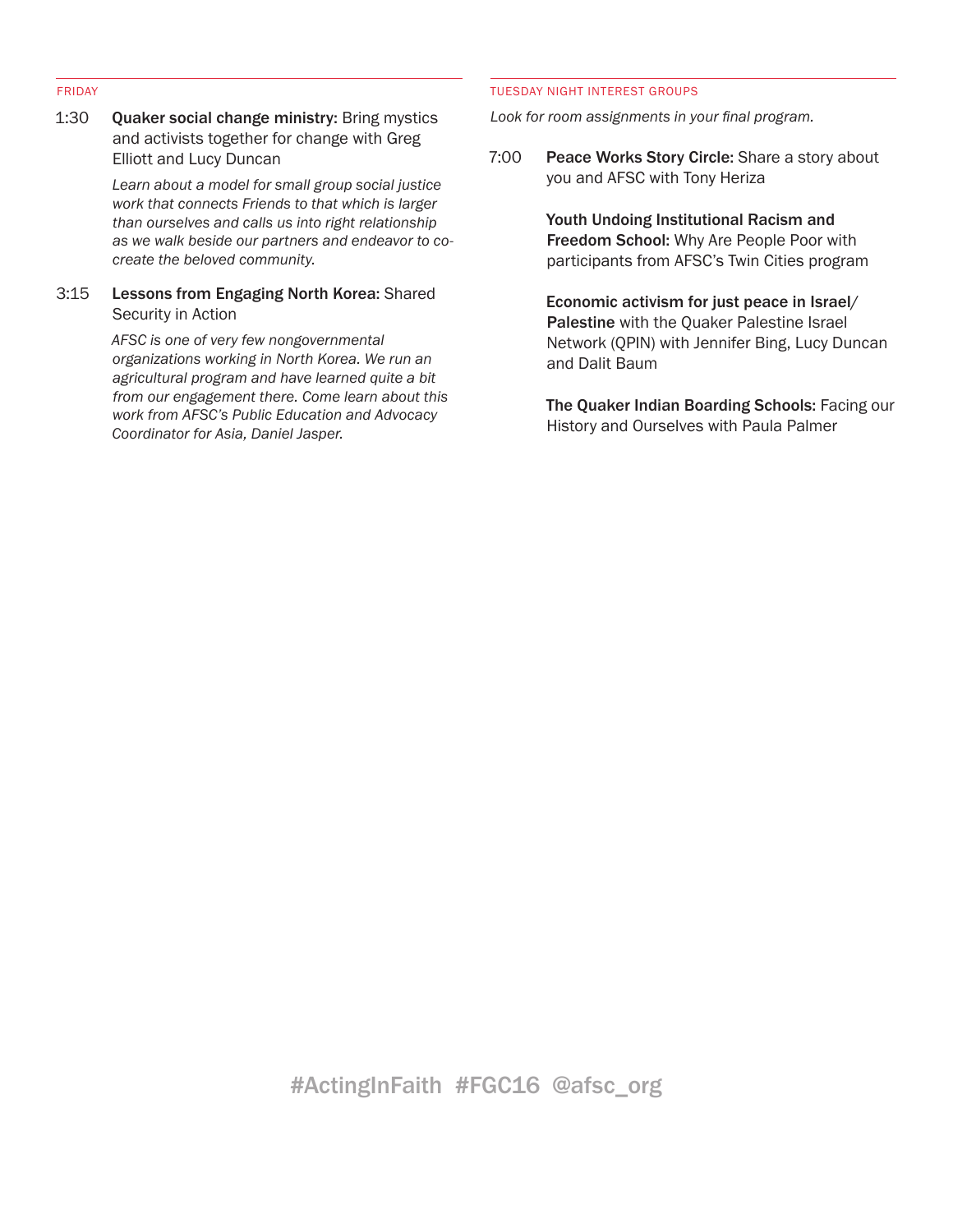## FRIDAY

1:30 **Quaker social change ministry:** Bring mystics and activists together for change with Greg Elliott and Lucy Duncan

*Learn about a model for small group social justice work that connects Friends to that which is larger than ourselves and calls us into right relationship as we walk beside our partners and endeavor to co-create the beloved community.*

3:15 **Lessons from Engaging North Korea:** Shared Security in Action

*AFSC is one of very few nongovernmental organizations working in North Korea. We run an agricultural program and have learned quite a bit from our engagement there. Come learn about this work from AFSC's Public Education and Advocacy Coordinator for Asia, Daniel Jasper.*

## TUESDAY NIGHT INTEREST GROUPS

*Look for room assignments in your final program.*

7:00 **Peace Works Story Circle:** Share a story about you and AFSC with Tony Heriza

**Youth Undoing Institutional Racism and Freedom School:** Why Are People Poor with participants from AFSC's Twin Cities program

**Economic activism for just peace in Israel/Palestine** with the Quaker Palestine Israel Network (QPIN) with Jennifer Bing, Lucy Duncan and Dalit Baum

**The Quaker Indian Boarding Schools:** Facing our History and Ourselves with Paula Palmer

#ActingInFaith #FGC16 @afsc_org